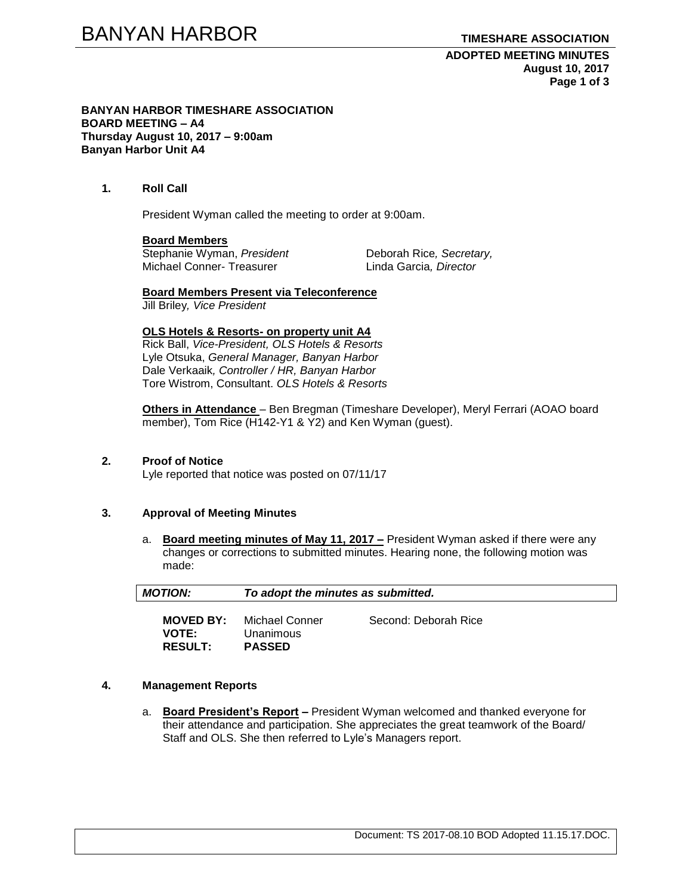**BANYAN HARBOR TIMESHARE ASSOCIATION**
**BOARD MEETING – A4**
**Thursday August 10, 2017 – 9:00am**
**Banyan Harbor Unit A4**

## 1. Roll Call

President Wyman called the meeting to order at 9:00am.

**Board Members**

Stephanie Wyman, *President*
Deborah Rice*, Secretary,*
Michael Conner- Treasurer
Linda Garcia*, Director*

**Board Members Present via Teleconference**

Jill Briley*, Vice President*

**OLS Hotels & Resorts- on property unit A4**

Rick Ball, *Vice-President, OLS Hotels & Resorts*
Lyle Otsuka, *General Manager, Banyan Harbor*
Dale Verkaaik*, Controller / HR, Banyan Harbor*
Tore Wistrom, Consultant. *OLS Hotels & Resorts*

**Others in Attendance** – Ben Bregman (Timeshare Developer), Meryl Ferrari (AOAO board member), Tom Rice (H142-Y1 & Y2) and Ken Wyman (guest).

## 2. Proof of Notice

Lyle reported that notice was posted on 07/11/17

## 3. Approval of Meeting Minutes

a. **Board meeting minutes of May 11, 2017 –** President Wyman asked if there were any changes or corrections to submitted minutes. Hearing none, the following motion was made:

| ***MOTION:*** | ***To adopt the minutes as submitted.*** |
|---|---|

**MOVED BY:** Michael Conner    Second: Deborah Rice
**VOTE:** Unanimous
**RESULT:** **PASSED**

## 4. Management Reports

a. **Board President's Report –** President Wyman welcomed and thanked everyone for their attendance and participation. She appreciates the great teamwork of the Board/ Staff and OLS. She then referred to Lyle's Managers report.

Document: TS 2017-08.10 BOD Adopted 11.15.17.DOC.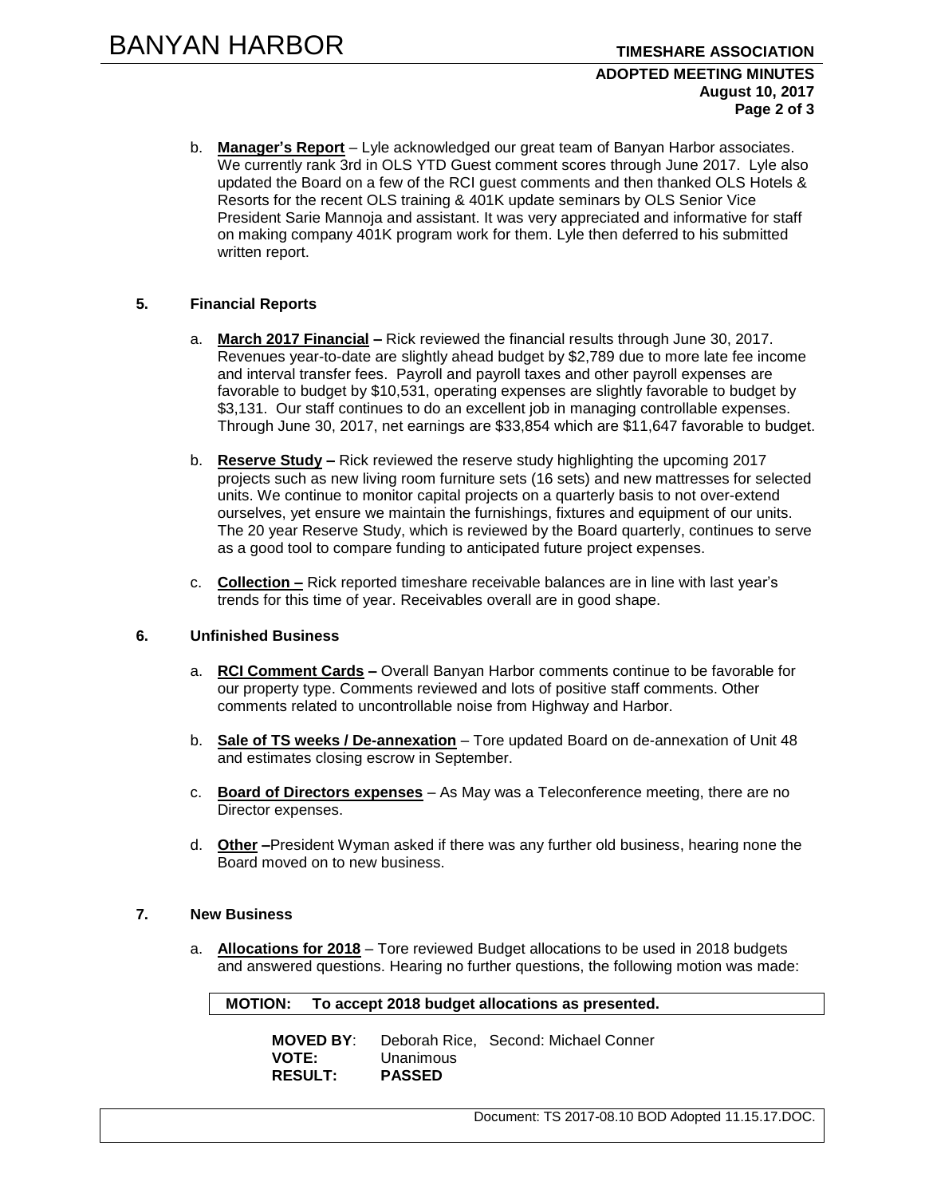b. **Manager's Report** – Lyle acknowledged our great team of Banyan Harbor associates. We currently rank 3rd in OLS YTD Guest comment scores through June 2017. Lyle also updated the Board on a few of the RCI guest comments and then thanked OLS Hotels & Resorts for the recent OLS training & 401K update seminars by OLS Senior Vice President Sarie Mannoja and assistant. It was very appreciated and informative for staff on making company 401K program work for them. Lyle then deferred to his submitted written report.

## 5. Financial Reports

a. **March 2017 Financial –** Rick reviewed the financial results through June 30, 2017. Revenues year-to-date are slightly ahead budget by $2,789 due to more late fee income and interval transfer fees. Payroll and payroll taxes and other payroll expenses are favorable to budget by $10,531, operating expenses are slightly favorable to budget by $3,131. Our staff continues to do an excellent job in managing controllable expenses. Through June 30, 2017, net earnings are $33,854 which are $11,647 favorable to budget.

b. **Reserve Study –** Rick reviewed the reserve study highlighting the upcoming 2017 projects such as new living room furniture sets (16 sets) and new mattresses for selected units. We continue to monitor capital projects on a quarterly basis to not over-extend ourselves, yet ensure we maintain the furnishings, fixtures and equipment of our units. The 20 year Reserve Study, which is reviewed by the Board quarterly, continues to serve as a good tool to compare funding to anticipated future project expenses.

c. **Collection –** Rick reported timeshare receivable balances are in line with last year's trends for this time of year. Receivables overall are in good shape.

## 6. Unfinished Business

a. **RCI Comment Cards –** Overall Banyan Harbor comments continue to be favorable for our property type. Comments reviewed and lots of positive staff comments. Other comments related to uncontrollable noise from Highway and Harbor.

b. **Sale of TS weeks / De-annexation** – Tore updated Board on de-annexation of Unit 48 and estimates closing escrow in September.

c. **Board of Directors expenses** – As May was a Teleconference meeting, there are no Director expenses.

d. **Other –**President Wyman asked if there was any further old business, hearing none the Board moved on to new business.

## 7. New Business

a. **Allocations for 2018** – Tore reviewed Budget allocations to be used in 2018 budgets and answered questions. Hearing no further questions, the following motion was made:

**MOTION: To accept 2018 budget allocations as presented.**

**MOVED BY**: Deborah Rice, Second: Michael Conner
**VOTE:** Unanimous
**RESULT:** **PASSED**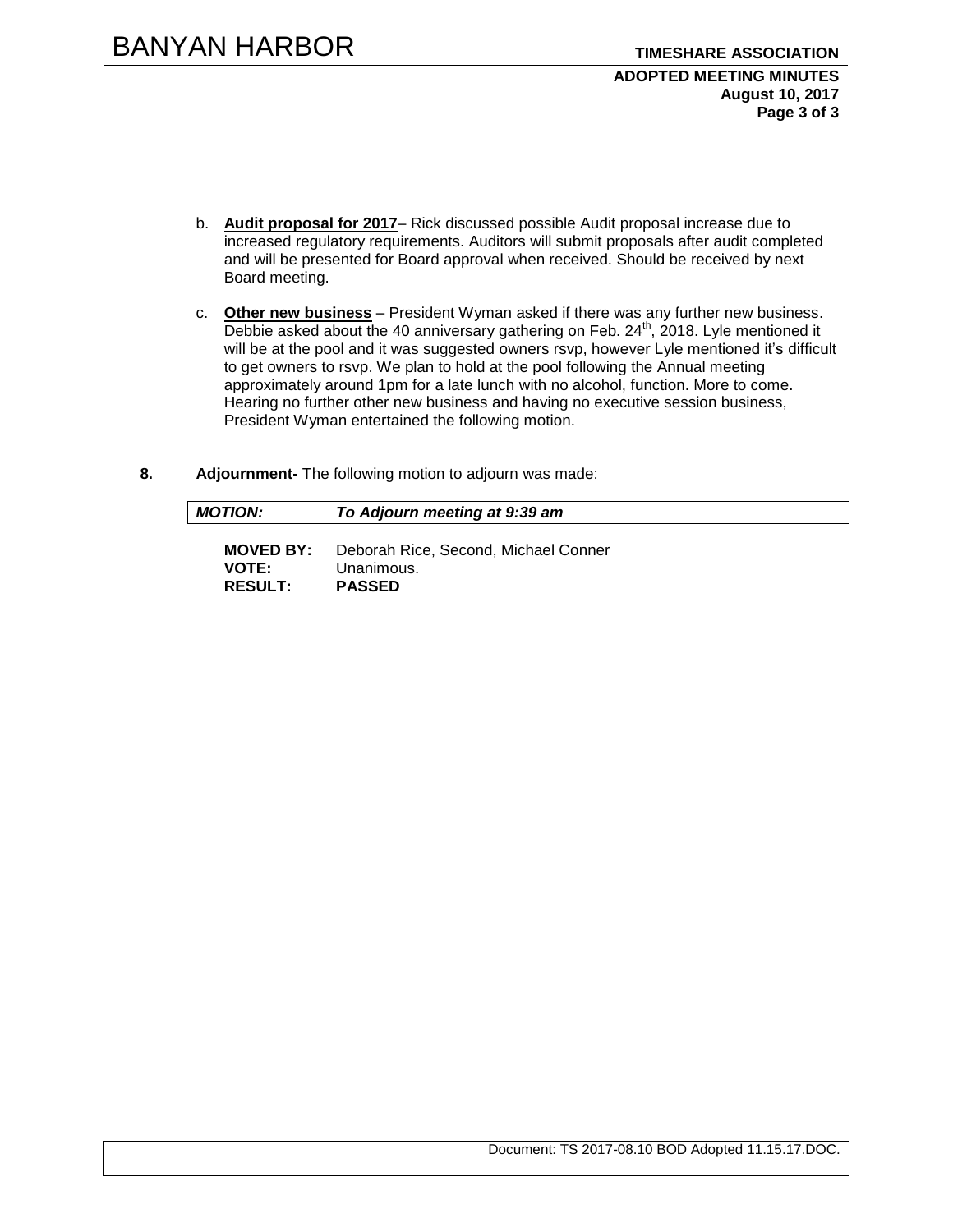b. **Audit proposal for 2017**– Rick discussed possible Audit proposal increase due to increased regulatory requirements. Auditors will submit proposals after audit completed and will be presented for Board approval when received. Should be received by next Board meeting.

c. **Other new business** – President Wyman asked if there was any further new business. Debbie asked about the 40 anniversary gathering on Feb. 24th, 2018. Lyle mentioned it will be at the pool and it was suggested owners rsvp, however Lyle mentioned it's difficult to get owners to rsvp. We plan to hold at the pool following the Annual meeting approximately around 1pm for a late lunch with no alcohol, function. More to come. Hearing no further other new business and having no executive session business, President Wyman entertained the following motion.

**8. Adjournment-** The following motion to adjourn was made:

| | |
|---|---|
| ***MOTION:*** | ***To Adjourn meeting at 9:39 am*** |

**MOVED BY:** Deborah Rice, Second, Michael Conner
**VOTE:** Unanimous.
**RESULT:** **PASSED**

Document: TS 2017-08.10 BOD Adopted 11.15.17.DOC.